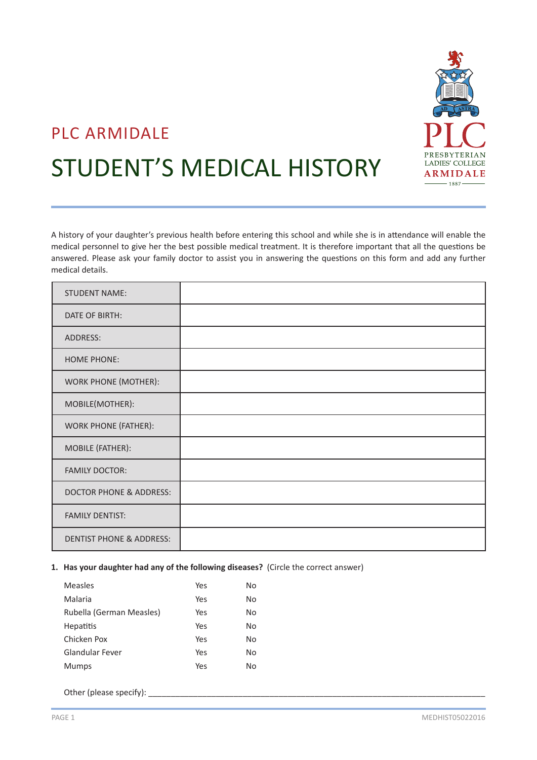PLC ARMIDALE

# STUDENT'S MEDICAL HISTORY

A history of your daughter's previous health before entering this school and while she is in attendance will enable the medical personnel to give her the best possible medical treatment. It is therefore important that all the questions be answered. Please ask your family doctor to assist you in answering the questions on this form and add any further medical details.

| | |
|---|---|
| STUDENT NAME: | |
| DATE OF BIRTH: | |
| ADDRESS: | |
| HOME PHONE: | |
| WORK PHONE (MOTHER): | |
| MOBILE(MOTHER): | |
| WORK PHONE (FATHER): | |
| MOBILE (FATHER): | |
| FAMILY DOCTOR: | |
| DOCTOR PHONE & ADDRESS: | |
| FAMILY DENTIST: | |
| DENTIST PHONE & ADDRESS: | |

**1. Has your daughter had any of the following diseases?** (Circle the correct answer)

| | | |
|---|---|---|
| Measles | Yes | No |
| Malaria | Yes | No |
| Rubella (German Measles) | Yes | No |
| Hepatitis | Yes | No |
| Chicken Pox | Yes | No |
| Glandular Fever | Yes | No |
| Mumps | Yes | No |

Other (please specify): ___________________________________________________________________________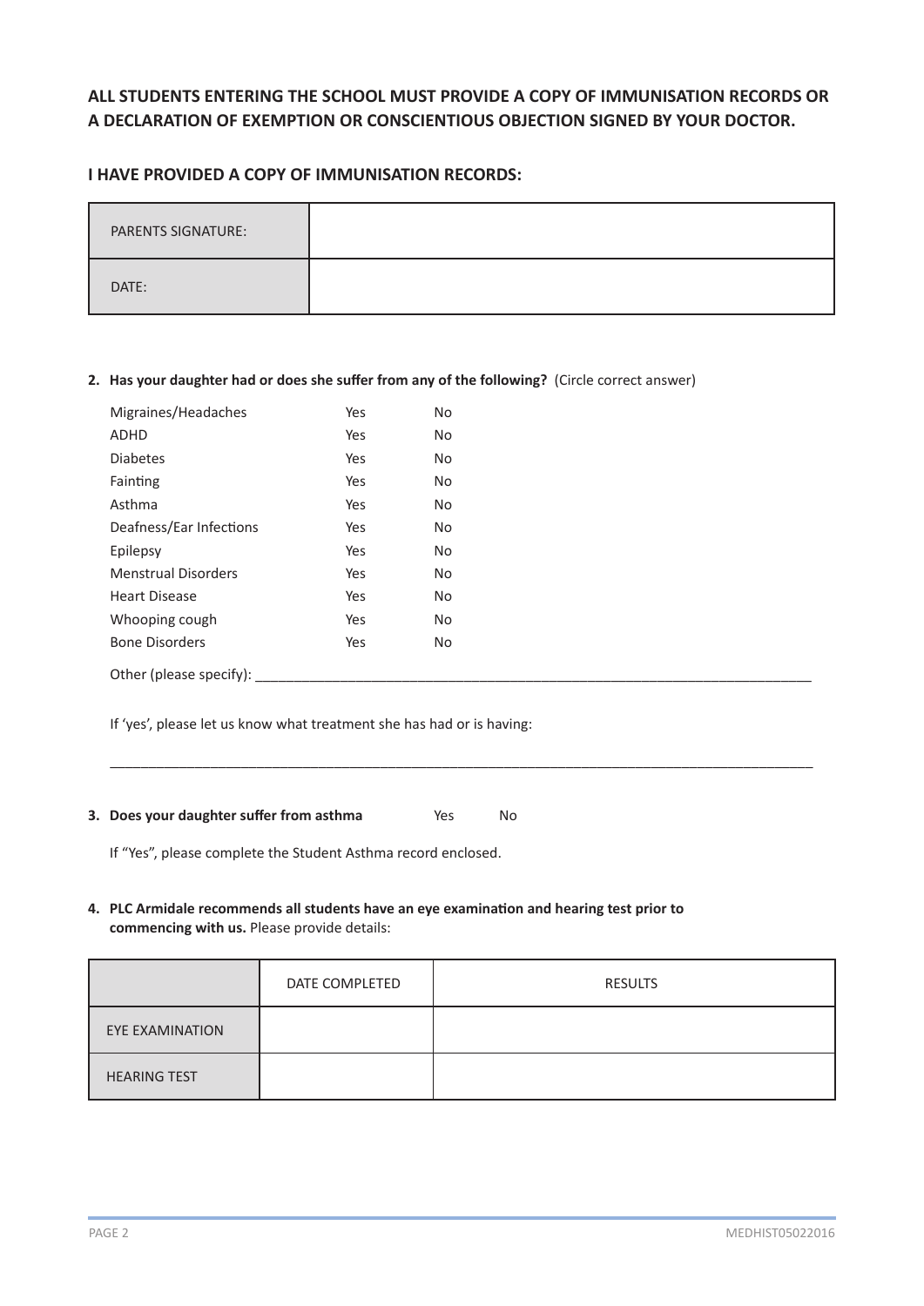**ALL STUDENTS ENTERING THE SCHOOL MUST PROVIDE A COPY OF IMMUNISATION RECORDS OR A DECLARATION OF EXEMPTION OR CONSCIENTIOUS OBJECTION SIGNED BY YOUR DOCTOR.**

**I HAVE PROVIDED A COPY OF IMMUNISATION RECORDS:**

| PARENTS SIGNATURE: | |
|---|---|
| DATE: | |

2. **Has your daughter had or does she suffer from any of the following?** (Circle correct answer)

| | | |
|---|---|---|
| Migraines/Headaches | Yes | No |
| ADHD | Yes | No |
| Diabetes | Yes | No |
| Fainting | Yes | No |
| Asthma | Yes | No |
| Deafness/Ear Infections | Yes | No |
| Epilepsy | Yes | No |
| Menstrual Disorders | Yes | No |
| Heart Disease | Yes | No |
| Whooping cough | Yes | No |
| Bone Disorders | Yes | No |

Other (please specify): ___________________________________________________________________________

If 'yes', please let us know what treatment she has had or is having:

_____________________________________________________________________________________________

3. **Does your daughter suffer from asthma** Yes No

   If "Yes", please complete the Student Asthma record enclosed.

4. **PLC Armidale recommends all students have an eye examination and hearing test prior to commencing with us.** Please provide details:

| | DATE COMPLETED | RESULTS |
|---|---|---|
| EYE EXAMINATION | | |
| HEARING TEST | | |

MEDHIST05022016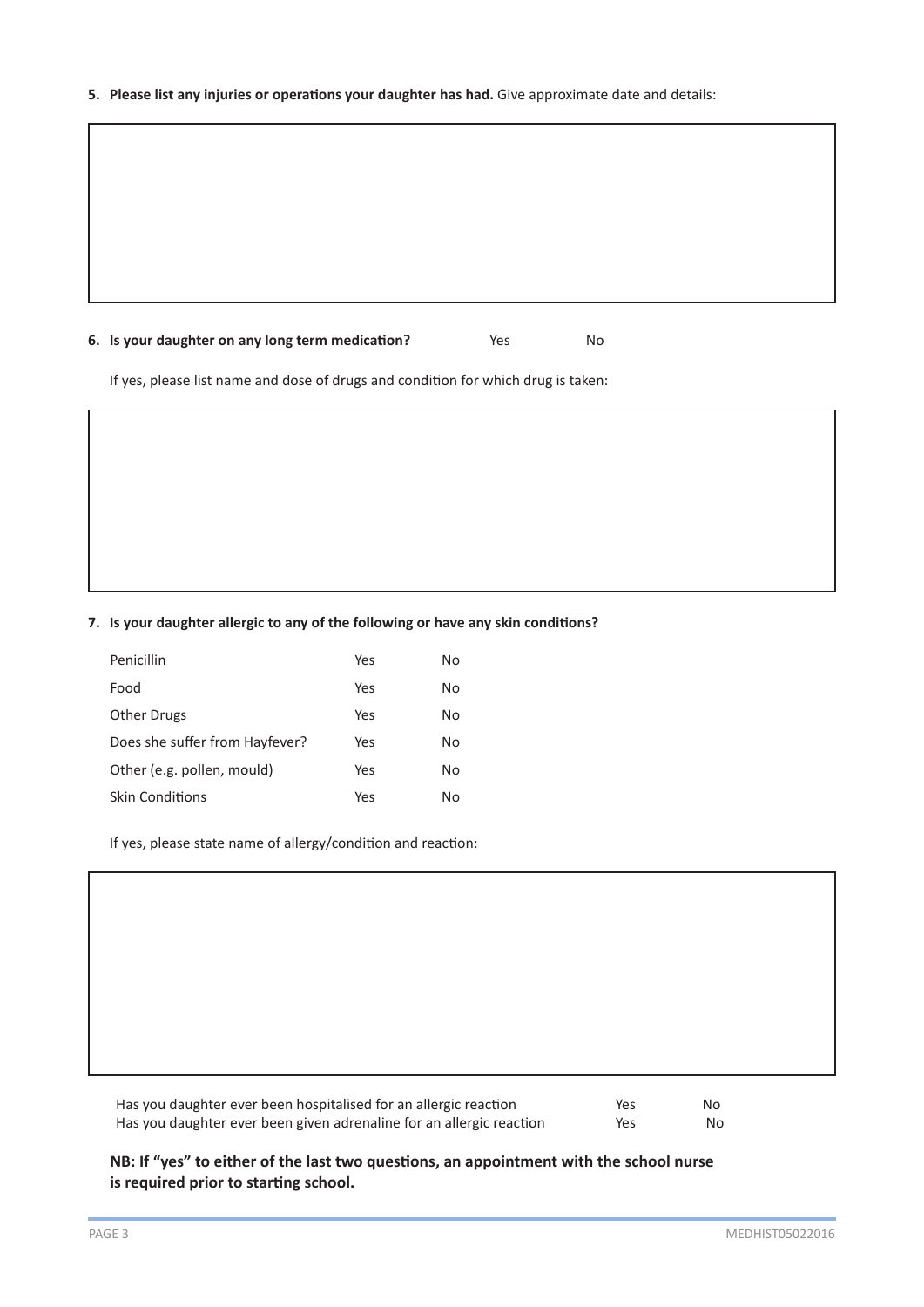5. **Please list any injuries or operations your daughter has had.** Give approximate date and details:

6. **Is your daughter on any long term medication?** Yes No

If yes, please list name and dose of drugs and condition for which drug is taken:

7. **Is your daughter allergic to any of the following or have any skin conditions?**

| | | |
|---|---|---|
| Penicillin | Yes | No |
| Food | Yes | No |
| Other Drugs | Yes | No |
| Does she suffer from Hayfever? | Yes | No |
| Other (e.g. pollen, mould) | Yes | No |
| Skin Conditions | Yes | No |

If yes, please state name of allergy/condition and reaction:

| | | |
|---|---|---|
| Has you daughter ever been hospitalised for an allergic reaction | Yes | No |
| Has you daughter ever been given adrenaline for an allergic reaction | Yes | No |

**NB: If "yes" to either of the last two questions, an appointment with the school nurse is required prior to starting school.**

MEDHIST05022016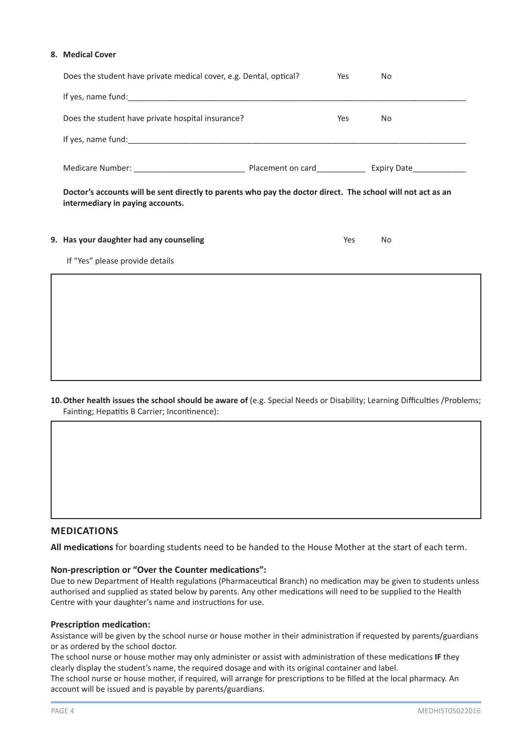**8. Medical Cover**

Does the student have private medical cover, e.g. Dental, optical? Yes No

If yes, name fund:\_\_\_\_\_\_\_\_\_\_\_\_\_\_\_\_\_\_\_\_\_\_\_\_\_\_\_\_\_\_\_\_\_\_\_\_\_\_\_\_\_\_\_\_\_\_\_\_\_\_\_\_\_\_\_\_\_\_\_\_\_\_\_\_\_\_

Does the student have private hospital insurance? Yes No

If yes, name fund:\_\_\_\_\_\_\_\_\_\_\_\_\_\_\_\_\_\_\_\_\_\_\_\_\_\_\_\_\_\_\_\_\_\_\_\_\_\_\_\_\_\_\_\_\_\_\_\_\_\_\_\_\_\_\_\_\_\_\_\_\_\_\_\_\_\_

Medicare Number: \_\_\_\_\_\_\_\_\_\_\_\_\_\_\_\_\_\_\_\_\_\_\_\_ Placement on card\_\_\_\_\_\_\_\_\_\_\_ Expiry Date\_\_\_\_\_\_\_\_\_\_\_\_

**Doctor's accounts will be sent directly to parents who pay the doctor direct. The school will not act as an intermediary in paying accounts.**

**9. Has your daughter had any counseling** Yes No

If "Yes" please provide details

**10. Other health issues the school should be aware of** (e.g. Special Needs or Disability; Learning Difficulties /Problems; Fainting; Hepatitis B Carrier; Incontinence):

## MEDICATIONS

**All medications** for boarding students need to be handed to the House Mother at the start of each term.

**Non-prescription or "Over the Counter medications":**

Due to new Department of Health regulations (Pharmaceutical Branch) no medication may be given to students unless authorised and supplied as stated below by parents. Any other medications will need to be supplied to the Health Centre with your daughter's name and instructions for use.

**Prescription medication:**

Assistance will be given by the school nurse or house mother in their administration if requested by parents/guardians or as ordered by the school doctor.

The school nurse or house mother may only administer or assist with administration of these medications **IF** they clearly display the student's name, the required dosage and with its original container and label.

The school nurse or house mother, if required, will arrange for prescriptions to be filled at the local pharmacy. An account will be issued and is payable by parents/guardians.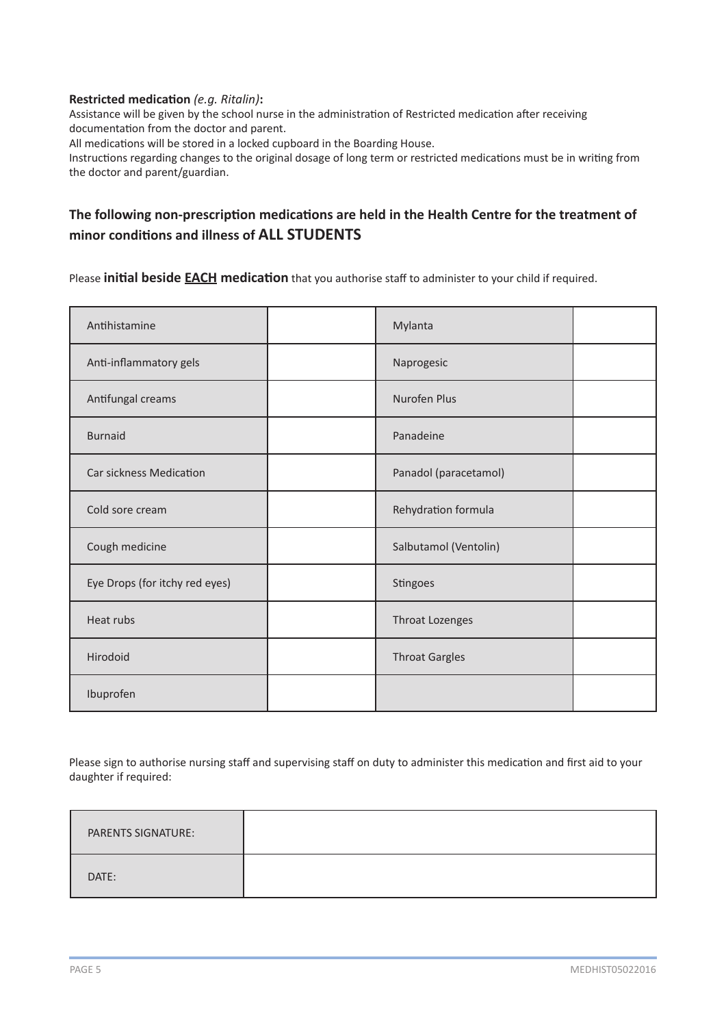**Restricted medication** *(e.g. Ritalin)***:**
Assistance will be given by the school nurse in the administration of Restricted medication after receiving documentation from the doctor and parent.
All medications will be stored in a locked cupboard in the Boarding House.
Instructions regarding changes to the original dosage of long term or restricted medications must be in writing from the doctor and parent/guardian.

### The following non-prescription medications are held in the Health Centre for the treatment of minor conditions and illness of ALL STUDENTS

Please **initial beside EACH medication** that you authorise staff to administer to your child if required.

| Medication | Initial | Medication | Initial |
|---|---|---|---|
| Antihistamine | | Mylanta | |
| Anti-inflammatory gels | | Naprogesic | |
| Antifungal creams | | Nurofen Plus | |
| Burnaid | | Panadeine | |
| Car sickness Medication | | Panadol (paracetamol) | |
| Cold sore cream | | Rehydration formula | |
| Cough medicine | | Salbutamol (Ventolin) | |
| Eye Drops (for itchy red eyes) | | Stingoes | |
| Heat rubs | | Throat Lozenges | |
| Hirodoid | | Throat Gargles | |
| Ibuprofen | | | |

Please sign to authorise nursing staff and supervising staff on duty to administer this medication and first aid to your daughter if required:

| | |
|---|---|
| PARENTS SIGNATURE: | |
| DATE: | |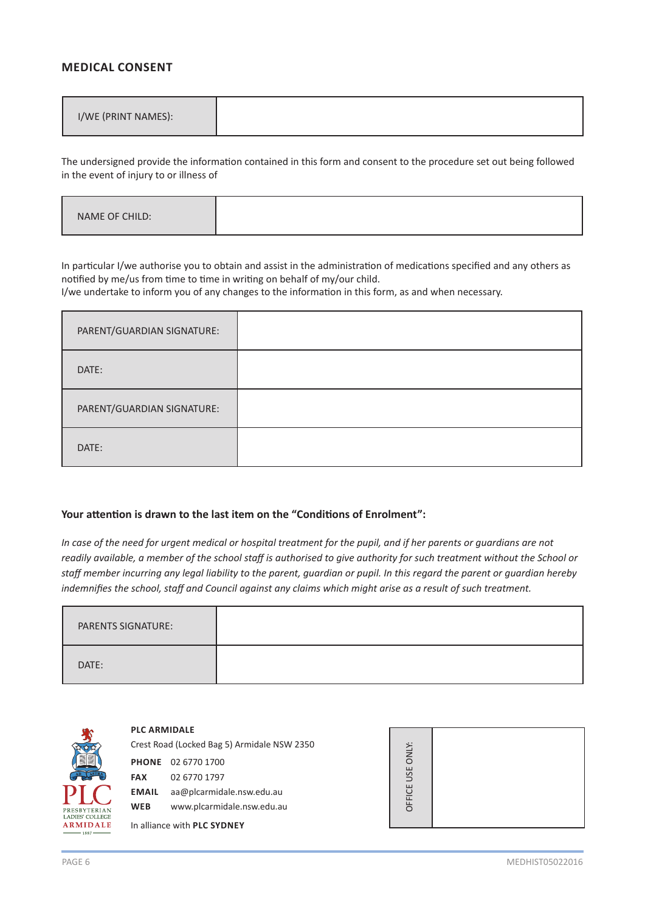## MEDICAL CONSENT

| | |
|---|---|
| I/WE (PRINT NAMES): | |

The undersigned provide the information contained in this form and consent to the procedure set out being followed in the event of injury to or illness of

| | |
|---|---|
| NAME OF CHILD: | |

In particular I/we authorise you to obtain and assist in the administration of medications specified and any others as notified by me/us from time to time in writing on behalf of my/our child.
I/we undertake to inform you of any changes to the information in this form, as and when necessary.

| | |
|---|---|
| PARENT/GUARDIAN SIGNATURE: | |
| DATE: | |
| PARENT/GUARDIAN SIGNATURE: | |
| DATE: | |

**Your attention is drawn to the last item on the "Conditions of Enrolment":**

*In case of the need for urgent medical or hospital treatment for the pupil, and if her parents or guardians are not readily available, a member of the school staff is authorised to give authority for such treatment without the School or staff member incurring any legal liability to the parent, guardian or pupil. In this regard the parent or guardian hereby indemnifies the school, staff and Council against any claims which might arise as a result of such treatment.*

| | |
|---|---|
| PARENTS SIGNATURE: | |
| DATE: | |

PRESBYTERIAN LADIES' COLLEGE ARMIDALE 1887

**PLC ARMIDALE**
Crest Road (Locked Bag 5) Armidale NSW 2350
**PHONE** 02 6770 1700
**FAX** 02 6770 1797
**EMAIL** aa@plcarmidale.nsw.edu.au
**WEB** www.plcarmidale.nsw.edu.au
In alliance with **PLC SYDNEY**

| | |
|---|---|
| OFFICE USE ONLY: | |

MEDHIST05022016